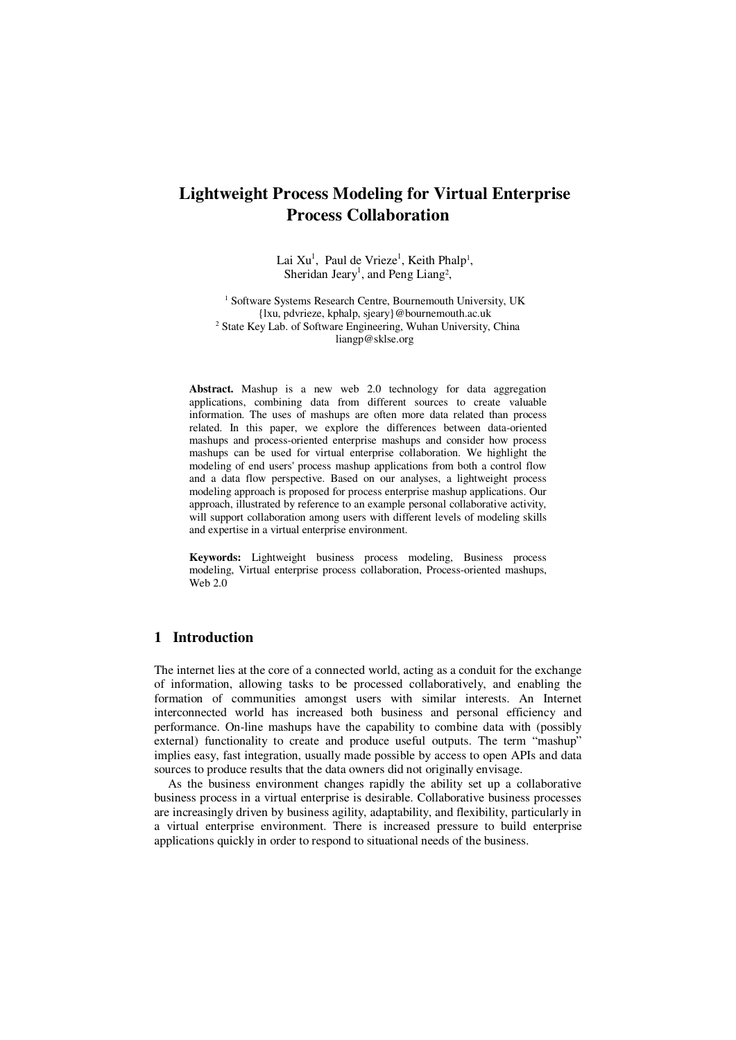# Lightweight Process Modeling for Virtual Enterprise Process Collaboration

Lai Xu[1], Paul de Vrieze[1], Keith Phalp[1], Sheridan Jeary[1], and Peng Liang[2],

[1] Software Systems Research Centre, Bournemouth University, UK
{lxu, pdvrieze, kphalp, sjeary}@bournemouth.ac.uk
[2] State Key Lab. of Software Engineering, Wuhan University, China
liangp@sklse.org

**Abstract.** Mashup is a new web 2.0 technology for data aggregation applications, combining data from different sources to create valuable information. The uses of mashups are often more data related than process related. In this paper, we explore the differences between data-oriented mashups and process-oriented enterprise mashups and consider how process mashups can be used for virtual enterprise collaboration. We highlight the modeling of end users' process mashup applications from both a control flow and a data flow perspective. Based on our analyses, a lightweight process modeling approach is proposed for process enterprise mashup applications. Our approach, illustrated by reference to an example personal collaborative activity, will support collaboration among users with different levels of modeling skills and expertise in a virtual enterprise environment.

**Keywords:** Lightweight business process modeling, Business process modeling, Virtual enterprise process collaboration, Process-oriented mashups, Web 2.0

## 1 Introduction

The internet lies at the core of a connected world, acting as a conduit for the exchange of information, allowing tasks to be processed collaboratively, and enabling the formation of communities amongst users with similar interests. An Internet interconnected world has increased both business and personal efficiency and performance. On-line mashups have the capability to combine data with (possibly external) functionality to create and produce useful outputs. The term "mashup" implies easy, fast integration, usually made possible by access to open APIs and data sources to produce results that the data owners did not originally envisage.

As the business environment changes rapidly the ability set up a collaborative business process in a virtual enterprise is desirable. Collaborative business processes are increasingly driven by business agility, adaptability, and flexibility, particularly in a virtual enterprise environment. There is increased pressure to build enterprise applications quickly in order to respond to situational needs of the business.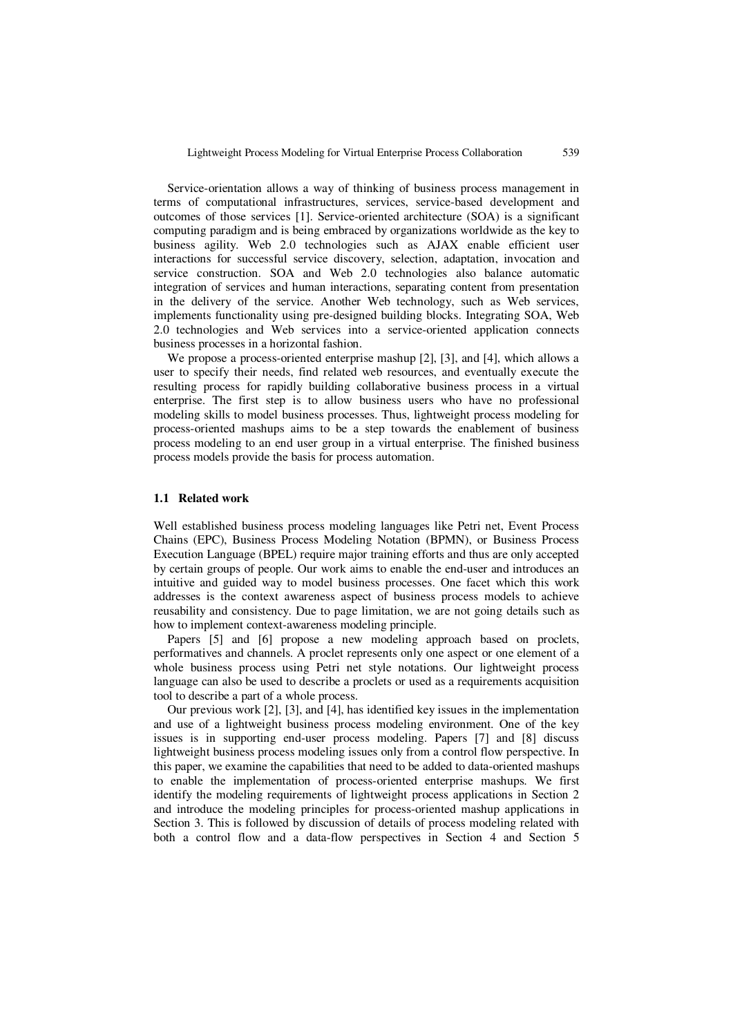Service-orientation allows a way of thinking of business process management in terms of computational infrastructures, services, service-based development and outcomes of those services [1]. Service-oriented architecture (SOA) is a significant computing paradigm and is being embraced by organizations worldwide as the key to business agility. Web 2.0 technologies such as AJAX enable efficient user interactions for successful service discovery, selection, adaptation, invocation and service construction. SOA and Web 2.0 technologies also balance automatic integration of services and human interactions, separating content from presentation in the delivery of the service. Another Web technology, such as Web services, implements functionality using pre-designed building blocks. Integrating SOA, Web 2.0 technologies and Web services into a service-oriented application connects business processes in a horizontal fashion.

We propose a process-oriented enterprise mashup [2], [3], and [4], which allows a user to specify their needs, find related web resources, and eventually execute the resulting process for rapidly building collaborative business process in a virtual enterprise. The first step is to allow business users who have no professional modeling skills to model business processes. Thus, lightweight process modeling for process-oriented mashups aims to be a step towards the enablement of business process modeling to an end user group in a virtual enterprise. The finished business process models provide the basis for process automation.

### 1.1 Related work

Well established business process modeling languages like Petri net, Event Process Chains (EPC), Business Process Modeling Notation (BPMN), or Business Process Execution Language (BPEL) require major training efforts and thus are only accepted by certain groups of people. Our work aims to enable the end-user and introduces an intuitive and guided way to model business processes. One facet which this work addresses is the context awareness aspect of business process models to achieve reusability and consistency. Due to page limitation, we are not going details such as how to implement context-awareness modeling principle.

Papers [5] and [6] propose a new modeling approach based on proclets, performatives and channels. A proclet represents only one aspect or one element of a whole business process using Petri net style notations. Our lightweight process language can also be used to describe a proclets or used as a requirements acquisition tool to describe a part of a whole process.

Our previous work [2], [3], and [4], has identified key issues in the implementation and use of a lightweight business process modeling environment. One of the key issues is in supporting end-user process modeling. Papers [7] and [8] discuss lightweight business process modeling issues only from a control flow perspective. In this paper, we examine the capabilities that need to be added to data-oriented mashups to enable the implementation of process-oriented enterprise mashups. We first identify the modeling requirements of lightweight process applications in Section 2 and introduce the modeling principles for process-oriented mashup applications in Section 3. This is followed by discussion of details of process modeling related with both a control flow and a data-flow perspectives in Section 4 and Section 5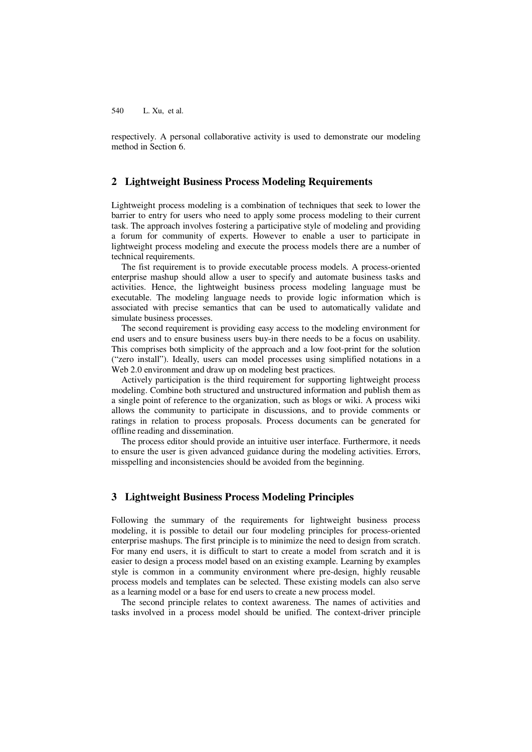respectively. A personal collaborative activity is used to demonstrate our modeling method in Section 6.

## 2 Lightweight Business Process Modeling Requirements

Lightweight process modeling is a combination of techniques that seek to lower the barrier to entry for users who need to apply some process modeling to their current task. The approach involves fostering a participative style of modeling and providing a forum for community of experts. However to enable a user to participate in lightweight process modeling and execute the process models there are a number of technical requirements.

The fist requirement is to provide executable process models. A process-oriented enterprise mashup should allow a user to specify and automate business tasks and activities. Hence, the lightweight business process modeling language must be executable. The modeling language needs to provide logic information which is associated with precise semantics that can be used to automatically validate and simulate business processes.

The second requirement is providing easy access to the modeling environment for end users and to ensure business users buy-in there needs to be a focus on usability. This comprises both simplicity of the approach and a low foot-print for the solution ("zero install"). Ideally, users can model processes using simplified notations in a Web 2.0 environment and draw up on modeling best practices.

Actively participation is the third requirement for supporting lightweight process modeling. Combine both structured and unstructured information and publish them as a single point of reference to the organization, such as blogs or wiki. A process wiki allows the community to participate in discussions, and to provide comments or ratings in relation to process proposals. Process documents can be generated for offline reading and dissemination.

The process editor should provide an intuitive user interface. Furthermore, it needs to ensure the user is given advanced guidance during the modeling activities. Errors, misspelling and inconsistencies should be avoided from the beginning.

## 3 Lightweight Business Process Modeling Principles

Following the summary of the requirements for lightweight business process modeling, it is possible to detail our four modeling principles for process-oriented enterprise mashups. The first principle is to minimize the need to design from scratch. For many end users, it is difficult to start to create a model from scratch and it is easier to design a process model based on an existing example. Learning by examples style is common in a community environment where pre-design, highly reusable process models and templates can be selected. These existing models can also serve as a learning model or a base for end users to create a new process model.

The second principle relates to context awareness. The names of activities and tasks involved in a process model should be unified. The context-driver principle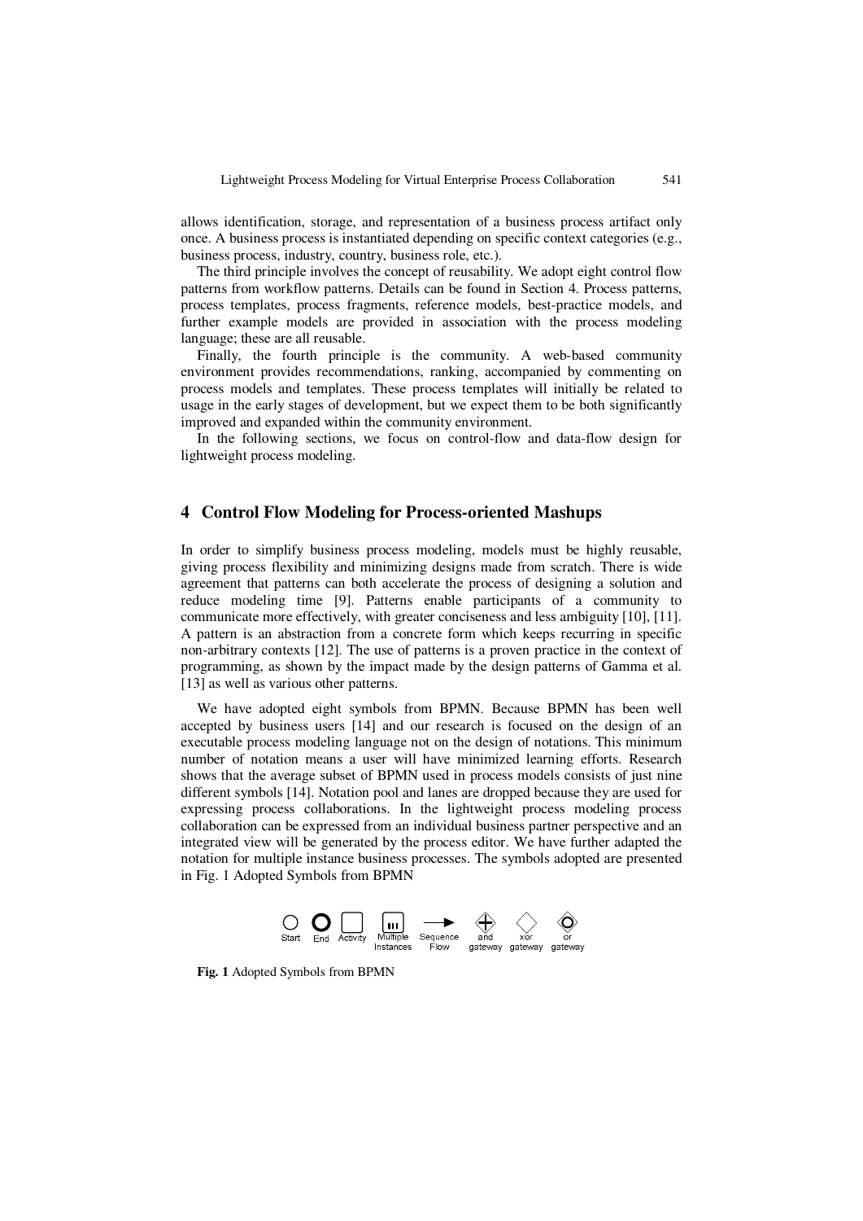allows identification, storage, and representation of a business process artifact only once. A business process is instantiated depending on specific context categories (e.g., business process, industry, country, business role, etc.).

The third principle involves the concept of reusability. We adopt eight control flow patterns from workflow patterns. Details can be found in Section 4. Process patterns, process templates, process fragments, reference models, best-practice models, and further example models are provided in association with the process modeling language; these are all reusable.

Finally, the fourth principle is the community. A web-based community environment provides recommendations, ranking, accompanied by commenting on process models and templates. These process templates will initially be related to usage in the early stages of development, but we expect them to be both significantly improved and expanded within the community environment.

In the following sections, we focus on control-flow and data-flow design for lightweight process modeling.

## 4 Control Flow Modeling for Process-oriented Mashups

In order to simplify business process modeling, models must be highly reusable, giving process flexibility and minimizing designs made from scratch. There is wide agreement that patterns can both accelerate the process of designing a solution and reduce modeling time [9]. Patterns enable participants of a community to communicate more effectively, with greater conciseness and less ambiguity [10], [11]. A pattern is an abstraction from a concrete form which keeps recurring in specific non-arbitrary contexts [12]. The use of patterns is a proven practice in the context of programming, as shown by the impact made by the design patterns of Gamma et al. [13] as well as various other patterns.

We have adopted eight symbols from BPMN. Because BPMN has been well accepted by business users [14] and our research is focused on the design of an executable process modeling language not on the design of notations. This minimum number of notation means a user will have minimized learning efforts. Research shows that the average subset of BPMN used in process models consists of just nine different symbols [14]. Notation pool and lanes are dropped because they are used for expressing process collaborations. In the lightweight process modeling process collaboration can be expressed from an individual business partner perspective and an integrated view will be generated by the process editor. We have further adapted the notation for multiple instance business processes. The symbols adopted are presented in Fig. 1 Adopted Symbols from BPMN

Start End Activity Multiple Instances Sequence Flow and gateway xor gateway or gateway

**Fig. 1** Adopted Symbols from BPMN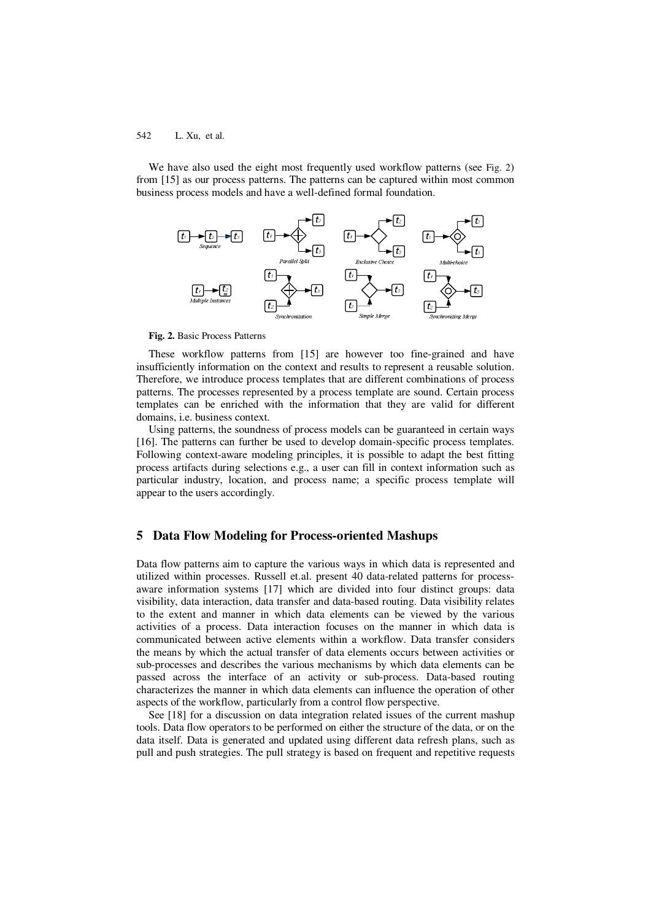We have also used the eight most frequently used workflow patterns (see Fig. 2) from [15] as our process patterns. The patterns can be captured within most common business process models and have a well-defined formal foundation.

**Fig. 2.** Basic Process Patterns

These workflow patterns from [15] are however too fine-grained and have insufficiently information on the context and results to represent a reusable solution. Therefore, we introduce process templates that are different combinations of process patterns. The processes represented by a process template are sound. Certain process templates can be enriched with the information that they are valid for different domains, i.e. business context.

Using patterns, the soundness of process models can be guaranteed in certain ways [16]. The patterns can further be used to develop domain-specific process templates. Following context-aware modeling principles, it is possible to adapt the best fitting process artifacts during selections e.g., a user can fill in context information such as particular industry, location, and process name; a specific process template will appear to the users accordingly.

## 5 Data Flow Modeling for Process-oriented Mashups

Data flow patterns aim to capture the various ways in which data is represented and utilized within processes. Russell et.al. present 40 data-related patterns for process-aware information systems [17] which are divided into four distinct groups: data visibility, data interaction, data transfer and data-based routing. Data visibility relates to the extent and manner in which data elements can be viewed by the various activities of a process. Data interaction focuses on the manner in which data is communicated between active elements within a workflow. Data transfer considers the means by which the actual transfer of data elements occurs between activities or sub-processes and describes the various mechanisms by which data elements can be passed across the interface of an activity or sub-process. Data-based routing characterizes the manner in which data elements can influence the operation of other aspects of the workflow, particularly from a control flow perspective.

See [18] for a discussion on data integration related issues of the current mashup tools. Data flow operators to be performed on either the structure of the data, or on the data itself. Data is generated and updated using different data refresh plans, such as pull and push strategies. The pull strategy is based on frequent and repetitive requests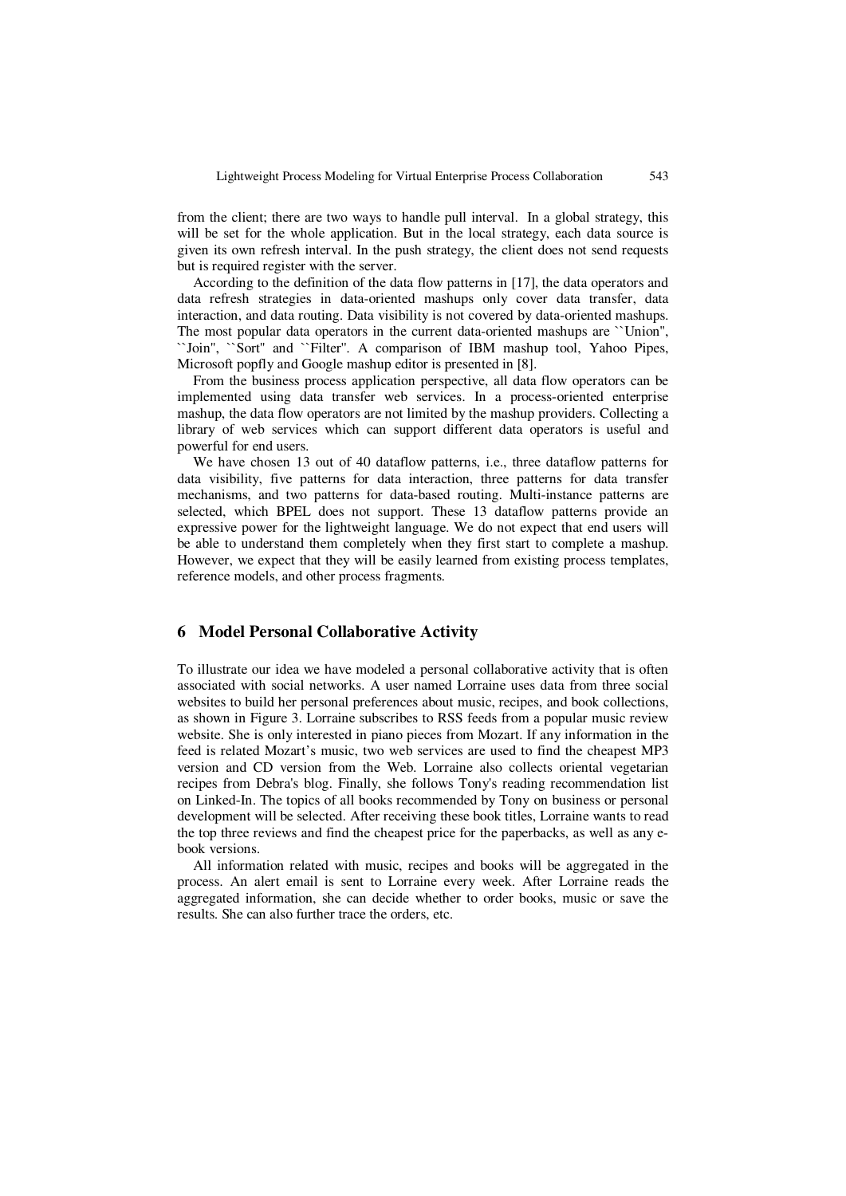from the client; there are two ways to handle pull interval. In a global strategy, this will be set for the whole application. But in the local strategy, each data source is given its own refresh interval. In the push strategy, the client does not send requests but is required register with the server.

According to the definition of the data flow patterns in [17], the data operators and data refresh strategies in data-oriented mashups only cover data transfer, data interaction, and data routing. Data visibility is not covered by data-oriented mashups. The most popular data operators in the current data-oriented mashups are ``Union", ``Join", ``Sort" and ``Filter". A comparison of IBM mashup tool, Yahoo Pipes, Microsoft popfly and Google mashup editor is presented in [8].

From the business process application perspective, all data flow operators can be implemented using data transfer web services. In a process-oriented enterprise mashup, the data flow operators are not limited by the mashup providers. Collecting a library of web services which can support different data operators is useful and powerful for end users.

We have chosen 13 out of 40 dataflow patterns, i.e., three dataflow patterns for data visibility, five patterns for data interaction, three patterns for data transfer mechanisms, and two patterns for data-based routing. Multi-instance patterns are selected, which BPEL does not support. These 13 dataflow patterns provide an expressive power for the lightweight language. We do not expect that end users will be able to understand them completely when they first start to complete a mashup. However, we expect that they will be easily learned from existing process templates, reference models, and other process fragments.

## 6 Model Personal Collaborative Activity

To illustrate our idea we have modeled a personal collaborative activity that is often associated with social networks. A user named Lorraine uses data from three social websites to build her personal preferences about music, recipes, and book collections, as shown in Figure 3. Lorraine subscribes to RSS feeds from a popular music review website. She is only interested in piano pieces from Mozart. If any information in the feed is related Mozart's music, two web services are used to find the cheapest MP3 version and CD version from the Web. Lorraine also collects oriental vegetarian recipes from Debra's blog. Finally, she follows Tony's reading recommendation list on Linked-In. The topics of all books recommended by Tony on business or personal development will be selected. After receiving these book titles, Lorraine wants to read the top three reviews and find the cheapest price for the paperbacks, as well as any e-book versions.

All information related with music, recipes and books will be aggregated in the process. An alert email is sent to Lorraine every week. After Lorraine reads the aggregated information, she can decide whether to order books, music or save the results. She can also further trace the orders, etc.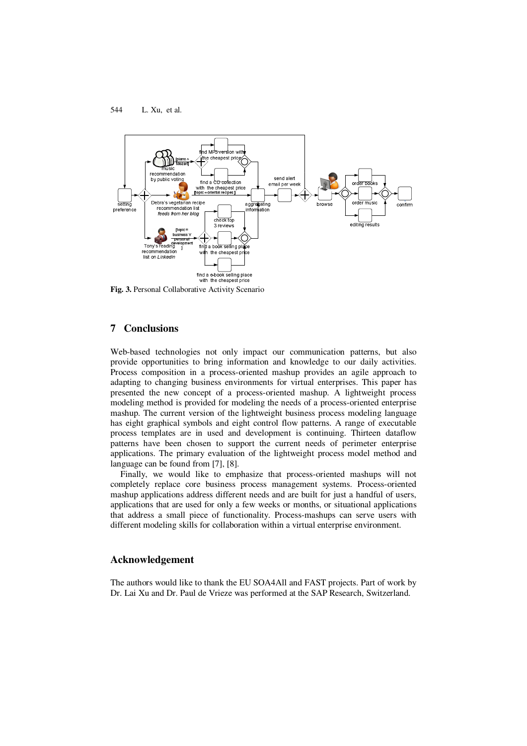**Fig. 3.** Personal Collaborative Activity Scenario

## 7 Conclusions

Web-based technologies not only impact our communication patterns, but also provide opportunities to bring information and knowledge to our daily activities. Process composition in a process-oriented mashup provides an agile approach to adapting to changing business environments for virtual enterprises. This paper has presented the new concept of a process-oriented mashup. A lightweight process modeling method is provided for modeling the needs of a process-oriented enterprise mashup. The current version of the lightweight business process modeling language has eight graphical symbols and eight control flow patterns. A range of executable process templates are in used and development is continuing. Thirteen dataflow patterns have been chosen to support the current needs of perimeter enterprise applications. The primary evaluation of the lightweight process model method and language can be found from [7], [8].

Finally, we would like to emphasize that process-oriented mashups will not completely replace core business process management systems. Process-oriented mashup applications address different needs and are built for just a handful of users, applications that are used for only a few weeks or months, or situational applications that address a small piece of functionality. Process-mashups can serve users with different modeling skills for collaboration within a virtual enterprise environment.

## Acknowledgement

The authors would like to thank the EU SOA4All and FAST projects. Part of work by Dr. Lai Xu and Dr. Paul de Vrieze was performed at the SAP Research, Switzerland.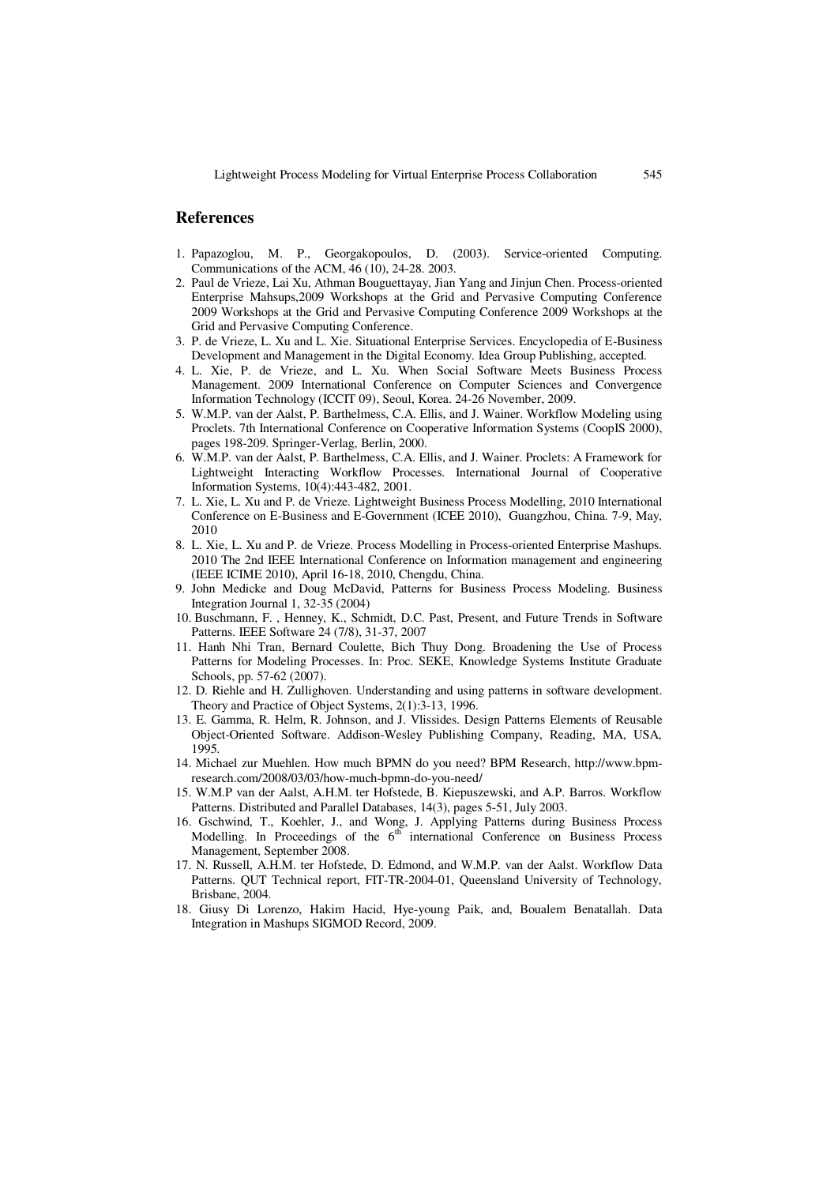## References

1. Papazoglou, M. P., Georgakopoulos, D. (2003). Service-oriented Computing. Communications of the ACM, 46 (10), 24-28. 2003.
2. Paul de Vrieze, Lai Xu, Athman Bouguettayay, Jian Yang and Jinjun Chen. Process-oriented Enterprise Mahsups,2009 Workshops at the Grid and Pervasive Computing Conference 2009 Workshops at the Grid and Pervasive Computing Conference 2009 Workshops at the Grid and Pervasive Computing Conference.
3. P. de Vrieze, L. Xu and L. Xie. Situational Enterprise Services. Encyclopedia of E-Business Development and Management in the Digital Economy. Idea Group Publishing, accepted.
4. L. Xie, P. de Vrieze, and L. Xu. When Social Software Meets Business Process Management. 2009 International Conference on Computer Sciences and Convergence Information Technology (ICCIT 09), Seoul, Korea. 24-26 November, 2009.
5. W.M.P. van der Aalst, P. Barthelmess, C.A. Ellis, and J. Wainer. Workflow Modeling using Proclets. 7th International Conference on Cooperative Information Systems (CoopIS 2000), pages 198-209. Springer-Verlag, Berlin, 2000.
6. W.M.P. van der Aalst, P. Barthelmess, C.A. Ellis, and J. Wainer. Proclets: A Framework for Lightweight Interacting Workflow Processes. International Journal of Cooperative Information Systems, 10(4):443-482, 2001.
7. L. Xie, L. Xu and P. de Vrieze. Lightweight Business Process Modelling, 2010 International Conference on E-Business and E-Government (ICEE 2010), Guangzhou, China. 7-9, May, 2010
8. L. Xie, L. Xu and P. de Vrieze. Process Modelling in Process-oriented Enterprise Mashups. 2010 The 2nd IEEE International Conference on Information management and engineering (IEEE ICIME 2010), April 16-18, 2010, Chengdu, China.
9. John Medicke and Doug McDavid, Patterns for Business Process Modeling. Business Integration Journal 1, 32-35 (2004)
10. Buschmann, F. , Henney, K., Schmidt, D.C. Past, Present, and Future Trends in Software Patterns. IEEE Software 24 (7/8), 31-37, 2007
11. Hanh Nhi Tran, Bernard Coulette, Bich Thuy Dong. Broadening the Use of Process Patterns for Modeling Processes. In: Proc. SEKE, Knowledge Systems Institute Graduate Schools, pp. 57-62 (2007).
12. D. Riehle and H. Zullighoven. Understanding and using patterns in software development. Theory and Practice of Object Systems, 2(1):3-13, 1996.
13. E. Gamma, R. Helm, R. Johnson, and J. Vlissides. Design Patterns Elements of Reusable Object-Oriented Software. Addison-Wesley Publishing Company, Reading, MA, USA, 1995.
14. Michael zur Muehlen. How much BPMN do you need? BPM Research, http://www.bpm-research.com/2008/03/03/how-much-bpmn-do-you-need/
15. W.M.P van der Aalst, A.H.M. ter Hofstede, B. Kiepuszewski, and A.P. Barros. Workflow Patterns. Distributed and Parallel Databases, 14(3), pages 5-51, July 2003.
16. Gschwind, T., Koehler, J., and Wong, J. Applying Patterns during Business Process Modelling. In Proceedings of the 6th international Conference on Business Process Management, September 2008.
17. N. Russell, A.H.M. ter Hofstede, D. Edmond, and W.M.P. van der Aalst. Workflow Data Patterns. QUT Technical report, FIT-TR-2004-01, Queensland University of Technology, Brisbane, 2004.
18. Giusy Di Lorenzo, Hakim Hacid, Hye-young Paik, and, Boualem Benatallah. Data Integration in Mashups SIGMOD Record, 2009.